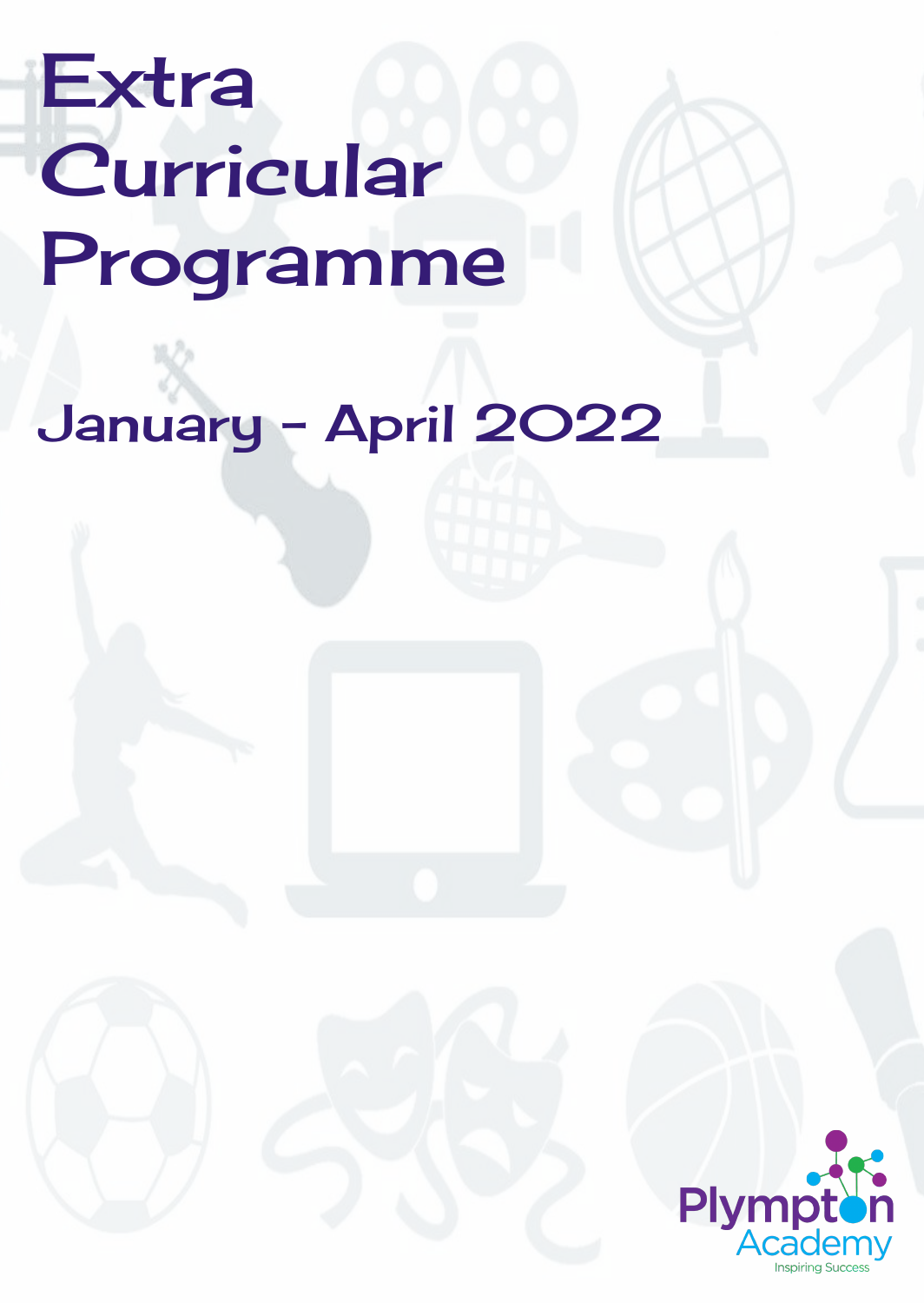# Extra Curricular Programme

## January - April 2022

Plympton Academy

Inspiring Success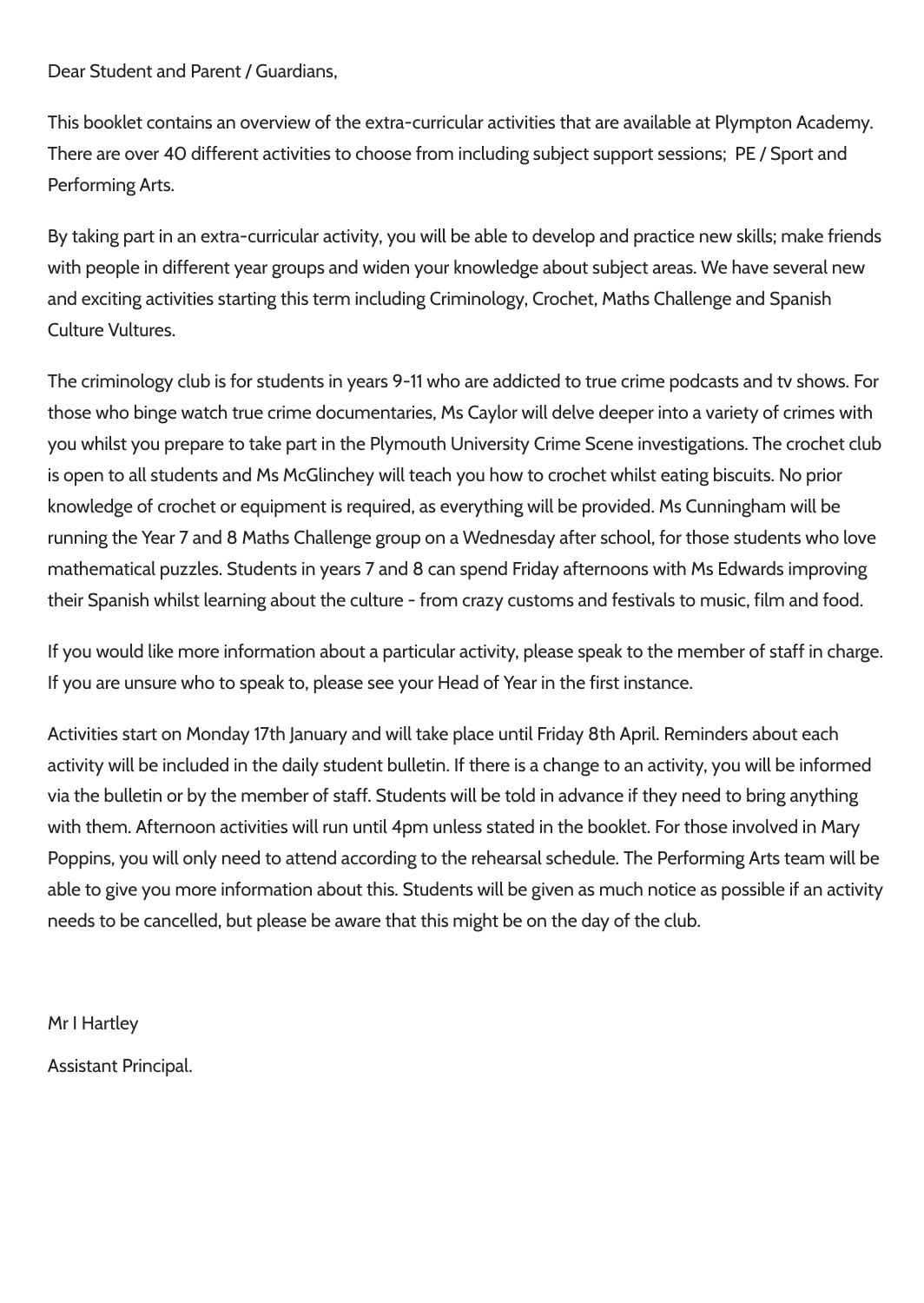Dear Student and Parent / Guardians,

This booklet contains an overview of the extra-curricular activities that are available at Plympton Academy. There are over 40 different activities to choose from including subject support sessions;  PE / Sport and Performing Arts.

By taking part in an extra-curricular activity, you will be able to develop and practice new skills; make friends with people in different year groups and widen your knowledge about subject areas. We have several new and exciting activities starting this term including Criminology, Crochet, Maths Challenge and Spanish Culture Vultures.

The criminology club is for students in years 9-11 who are addicted to true crime podcasts and tv shows. For those who binge watch true crime documentaries, Ms Caylor will delve deeper into a variety of crimes with you whilst you prepare to take part in the Plymouth University Crime Scene investigations. The crochet club is open to all students and Ms McGlinchey will teach you how to crochet whilst eating biscuits. No prior knowledge of crochet or equipment is required, as everything will be provided. Ms Cunningham will be running the Year 7 and 8 Maths Challenge group on a Wednesday after school, for those students who love mathematical puzzles. Students in years 7 and 8 can spend Friday afternoons with Ms Edwards improving their Spanish whilst learning about the culture - from crazy customs and festivals to music, film and food.

If you would like more information about a particular activity, please speak to the member of staff in charge. If you are unsure who to speak to, please see your Head of Year in the first instance.

Activities start on Monday 17th January and will take place until Friday 8th April. Reminders about each activity will be included in the daily student bulletin. If there is a change to an activity, you will be informed via the bulletin or by the member of staff. Students will be told in advance if they need to bring anything with them. Afternoon activities will run until 4pm unless stated in the booklet. For those involved in Mary Poppins, you will only need to attend according to the rehearsal schedule. The Performing Arts team will be able to give you more information about this. Students will be given as much notice as possible if an activity needs to be cancelled, but please be aware that this might be on the day of the club.

Mr I Hartley

Assistant Principal.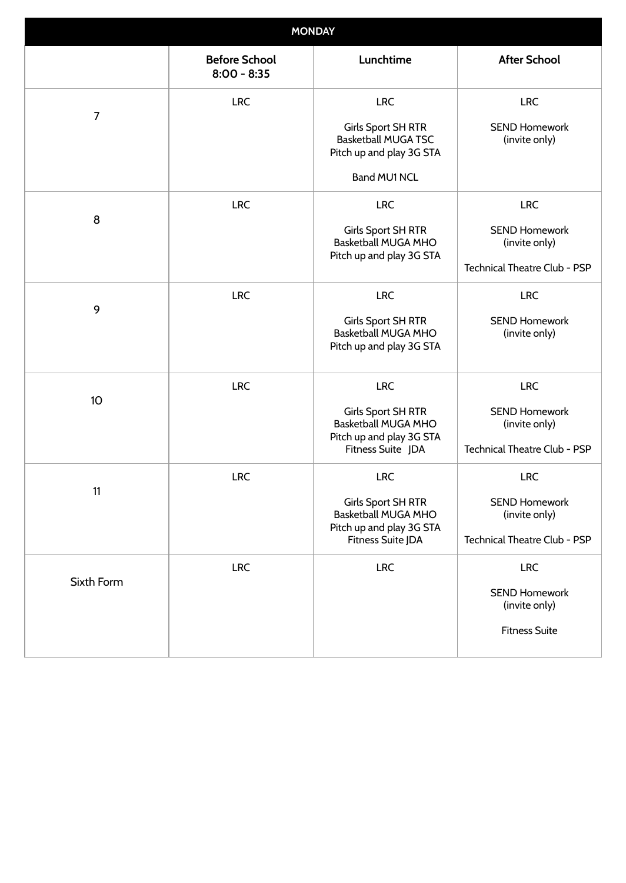| MONDAY | | | |
|---|---|---|---|
| | **Before School 8:00 - 8:35** | **Lunchtime** | **After School** |
| 7 | LRC | LRC<br><br>Girls Sport SH RTR<br>Basketball MUGA TSC<br>Pitch up and play 3G STA<br><br>Band MU1 NCL | LRC<br><br>SEND Homework (invite only) |
| 8 | LRC | LRC<br><br>Girls Sport SH RTR<br>Basketball MUGA MHO<br>Pitch up and play 3G STA | LRC<br><br>SEND Homework (invite only)<br><br>Technical Theatre Club - PSP |
| 9 | LRC | LRC<br><br>Girls Sport SH RTR<br>Basketball MUGA MHO<br>Pitch up and play 3G STA | LRC<br><br>SEND Homework (invite only) |
| 10 | LRC | LRC<br><br>Girls Sport SH RTR<br>Basketball MUGA MHO<br>Pitch up and play 3G STA<br>Fitness Suite JDA | LRC<br><br>SEND Homework (invite only)<br><br>Technical Theatre Club - PSP |
| 11 | LRC | LRC<br><br>Girls Sport SH RTR<br>Basketball MUGA MHO<br>Pitch up and play 3G STA<br>Fitness Suite JDA | LRC<br><br>SEND Homework (invite only)<br><br>Technical Theatre Club - PSP |
| Sixth Form | LRC | LRC | LRC<br><br>SEND Homework (invite only)<br><br>Fitness Suite |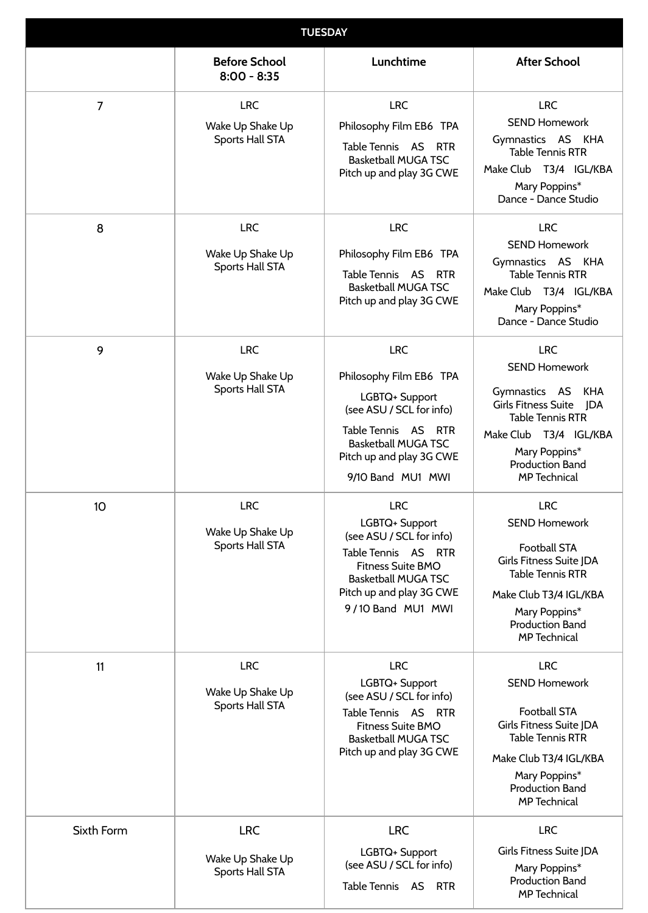| TUESDAY | | | |
|---|---|---|---|
| | **Before School 8:00 - 8:35** | **Lunchtime** | **After School** |
| 7 | LRC<br>Wake Up Shake Up Sports Hall STA | LRC<br>Philosophy Film EB6 TPA<br>Table Tennis AS RTR<br>Basketball MUGA TSC<br>Pitch up and play 3G CWE | LRC<br>SEND Homework<br>Gymnastics AS KHA<br>Table Tennis RTR<br>Make Club T3/4 IGL/KBA<br>Mary Poppins*<br>Dance - Dance Studio |
| 8 | LRC<br>Wake Up Shake Up Sports Hall STA | LRC<br>Philosophy Film EB6 TPA<br>Table Tennis AS RTR<br>Basketball MUGA TSC<br>Pitch up and play 3G CWE | LRC<br>SEND Homework<br>Gymnastics AS KHA<br>Table Tennis RTR<br>Make Club T3/4 IGL/KBA<br>Mary Poppins*<br>Dance - Dance Studio |
| 9 | LRC<br>Wake Up Shake Up Sports Hall STA | LRC<br>Philosophy Film EB6 TPA<br>LGBTQ+ Support (see ASU / SCL for info)<br>Table Tennis AS RTR<br>Basketball MUGA TSC<br>Pitch up and play 3G CWE<br>9/10 Band MU1 MWI | LRC<br>SEND Homework<br>Gymnastics AS KHA<br>Girls Fitness Suite JDA<br>Table Tennis RTR<br>Make Club T3/4 IGL/KBA<br>Mary Poppins*<br>Production Band<br>MP Technical |
| 10 | LRC<br>Wake Up Shake Up Sports Hall STA | LRC<br>LGBTQ+ Support (see ASU / SCL for info)<br>Table Tennis AS RTR<br>Fitness Suite BMO<br>Basketball MUGA TSC<br>Pitch up and play 3G CWE<br>9 / 10 Band MU1 MWI | LRC<br>SEND Homework<br>Football STA<br>Girls Fitness Suite JDA<br>Table Tennis RTR<br>Make Club T3/4 IGL/KBA<br>Mary Poppins*<br>Production Band<br>MP Technical |
| 11 | LRC<br>Wake Up Shake Up Sports Hall STA | LRC<br>LGBTQ+ Support (see ASU / SCL for info)<br>Table Tennis AS RTR<br>Fitness Suite BMO<br>Basketball MUGA TSC<br>Pitch up and play 3G CWE | LRC<br>SEND Homework<br>Football STA<br>Girls Fitness Suite JDA<br>Table Tennis RTR<br>Make Club T3/4 IGL/KBA<br>Mary Poppins*<br>Production Band<br>MP Technical |
| Sixth Form | LRC<br>Wake Up Shake Up Sports Hall STA | LRC<br>LGBTQ+ Support (see ASU / SCL for info)<br>Table Tennis AS RTR | LRC<br>Girls Fitness Suite JDA<br>Mary Poppins*<br>Production Band<br>MP Technical |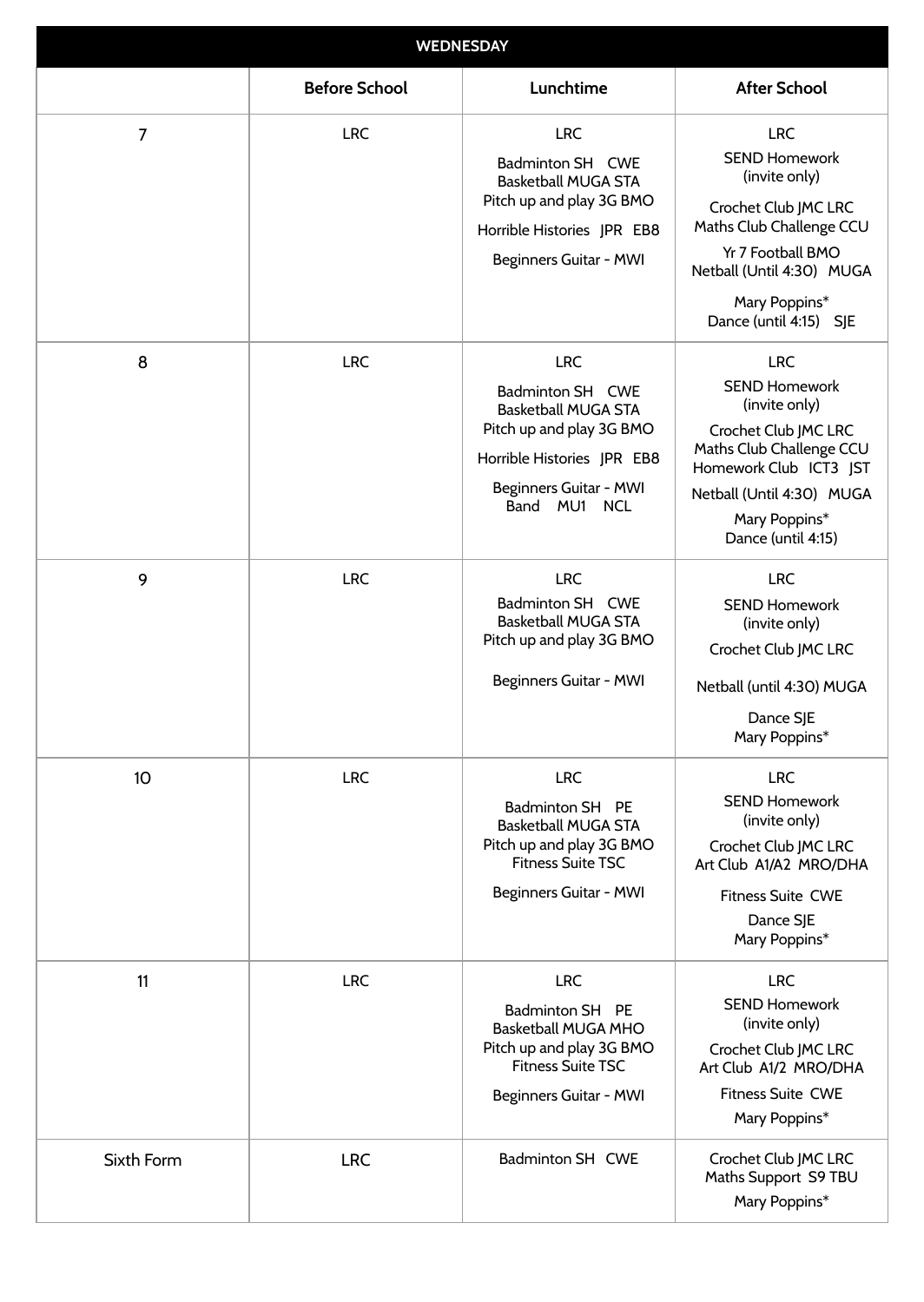| WEDNESDAY | | | |
|---|---|---|---|
| | **Before School** | **Lunchtime** | **After School** |
| 7 | LRC | LRC<br>Badminton SH CWE<br>Basketball MUGA STA<br>Pitch up and play 3G BMO<br>Horrible Histories JPR EB8<br>Beginners Guitar - MWI | LRC<br>SEND Homework (invite only)<br>Crochet Club JMC LRC<br>Maths Club Challenge CCU<br>Yr 7 Football BMO<br>Netball (Until 4:30) MUGA<br>Mary Poppins*<br>Dance (until 4:15) SJE |
| 8 | LRC | LRC<br>Badminton SH CWE<br>Basketball MUGA STA<br>Pitch up and play 3G BMO<br>Horrible Histories JPR EB8<br>Beginners Guitar - MWI<br>Band MU1 NCL | LRC<br>SEND Homework (invite only)<br>Crochet Club JMC LRC<br>Maths Club Challenge CCU<br>Homework Club ICT3 JST<br>Netball (Until 4:30) MUGA<br>Mary Poppins*<br>Dance (until 4:15) |
| 9 | LRC | LRC<br>Badminton SH CWE<br>Basketball MUGA STA<br>Pitch up and play 3G BMO<br>Beginners Guitar - MWI | LRC<br>SEND Homework (invite only)<br>Crochet Club JMC LRC<br>Netball (until 4:30) MUGA<br>Dance SJE<br>Mary Poppins* |
| 10 | LRC | LRC<br>Badminton SH PE<br>Basketball MUGA STA<br>Pitch up and play 3G BMO<br>Fitness Suite TSC<br>Beginners Guitar - MWI | LRC<br>SEND Homework (invite only)<br>Crochet Club JMC LRC<br>Art Club A1/A2 MRO/DHA<br>Fitness Suite CWE<br>Dance SJE<br>Mary Poppins* |
| 11 | LRC | LRC<br>Badminton SH PE<br>Basketball MUGA MHO<br>Pitch up and play 3G BMO<br>Fitness Suite TSC<br>Beginners Guitar - MWI | LRC<br>SEND Homework (invite only)<br>Crochet Club JMC LRC<br>Art Club A1/2 MRO/DHA<br>Fitness Suite CWE<br>Mary Poppins* |
| Sixth Form | LRC | Badminton SH CWE | Crochet Club JMC LRC<br>Maths Support S9 TBU<br>Mary Poppins* |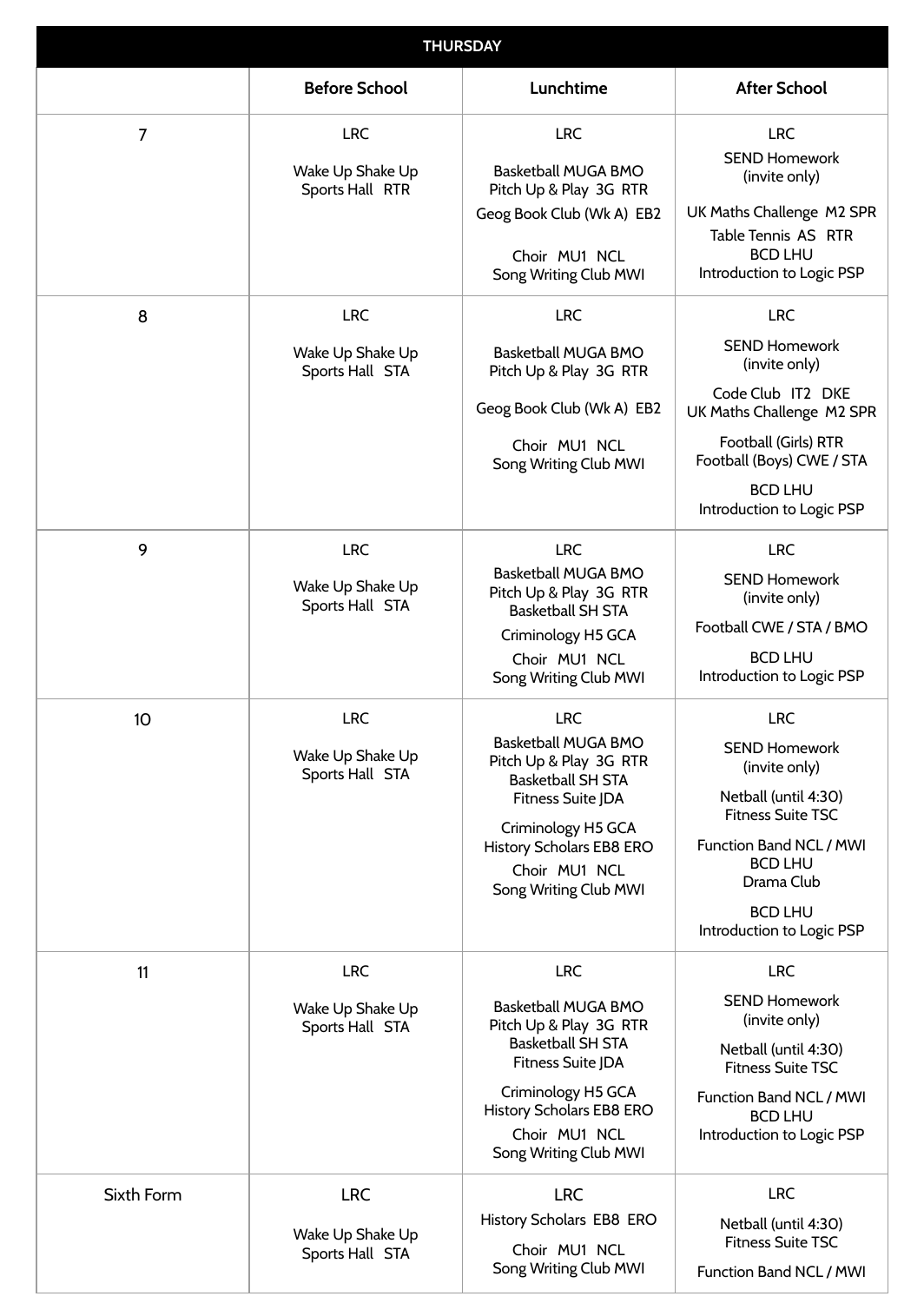| THURSDAY | | | |
|---|---|---|---|
| | **Before School** | **Lunchtime** | **After School** |
| 7 | LRC<br><br>Wake Up Shake Up<br>Sports Hall RTR | LRC<br><br>Basketball MUGA BMO<br>Pitch Up & Play 3G RTR<br>Geog Book Club (Wk A) EB2<br><br>Choir MU1 NCL<br>Song Writing Club MWI | LRC<br>SEND Homework<br>(invite only)<br><br>UK Maths Challenge M2 SPR<br>Table Tennis AS RTR<br>BCD LHU<br>Introduction to Logic PSP |
| 8 | LRC<br><br>Wake Up Shake Up<br>Sports Hall STA | LRC<br><br>Basketball MUGA BMO<br>Pitch Up & Play 3G RTR<br><br>Geog Book Club (Wk A) EB2<br><br>Choir MU1 NCL<br>Song Writing Club MWI | LRC<br><br>SEND Homework<br>(invite only)<br><br>Code Club IT2 DKE<br>UK Maths Challenge M2 SPR<br><br>Football (Girls) RTR<br>Football (Boys) CWE / STA<br><br>BCD LHU<br>Introduction to Logic PSP |
| 9 | LRC<br><br>Wake Up Shake Up<br>Sports Hall STA | LRC<br>Basketball MUGA BMO<br>Pitch Up & Play 3G RTR<br>Basketball SH STA<br><br>Criminology H5 GCA<br><br>Choir MU1 NCL<br>Song Writing Club MWI | LRC<br><br>SEND Homework<br>(invite only)<br><br>Football CWE / STA / BMO<br><br>BCD LHU<br>Introduction to Logic PSP |
| 10 | LRC<br><br>Wake Up Shake Up<br>Sports Hall STA | LRC<br>Basketball MUGA BMO<br>Pitch Up & Play 3G RTR<br>Basketball SH STA<br>Fitness Suite JDA<br><br>Criminology H5 GCA<br>History Scholars EB8 ERO<br>Choir MU1 NCL<br>Song Writing Club MWI | LRC<br><br>SEND Homework<br>(invite only)<br><br>Netball (until 4:30)<br>Fitness Suite TSC<br><br>Function Band NCL / MWI<br>BCD LHU<br>Drama Club<br><br>BCD LHU<br>Introduction to Logic PSP |
| 11 | LRC<br><br>Wake Up Shake Up<br>Sports Hall STA | LRC<br><br>Basketball MUGA BMO<br>Pitch Up & Play 3G RTR<br>Basketball SH STA<br>Fitness Suite JDA<br><br>Criminology H5 GCA<br>History Scholars EB8 ERO<br>Choir MU1 NCL<br>Song Writing Club MWI | LRC<br><br>SEND Homework<br>(invite only)<br><br>Netball (until 4:30)<br>Fitness Suite TSC<br><br>Function Band NCL / MWI<br>BCD LHU<br>Introduction to Logic PSP |
| Sixth Form | LRC<br><br>Wake Up Shake Up<br>Sports Hall STA | LRC<br>History Scholars EB8 ERO<br><br>Choir MU1 NCL<br>Song Writing Club MWI | LRC<br><br>Netball (until 4:30)<br>Fitness Suite TSC<br><br>Function Band NCL / MWI |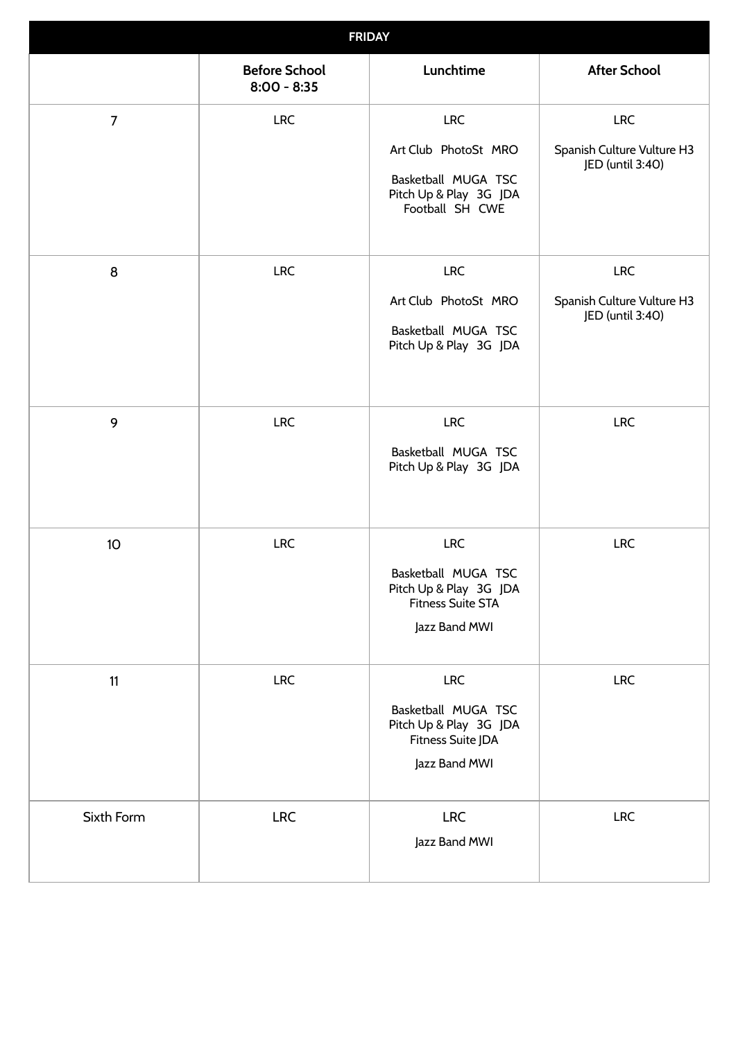| FRIDAY | | | |
|---|---|---|---|
| | **Before School 8:00 - 8:35** | **Lunchtime** | **After School** |
| 7 | LRC | LRC<br><br>Art Club PhotoSt MRO<br><br>Basketball MUGA TSC<br>Pitch Up & Play 3G JDA<br>Football SH CWE | LRC<br><br>Spanish Culture Vulture H3 JED (until 3:40) |
| 8 | LRC | LRC<br><br>Art Club PhotoSt MRO<br><br>Basketball MUGA TSC<br>Pitch Up & Play 3G JDA | LRC<br><br>Spanish Culture Vulture H3 JED (until 3:40) |
| 9 | LRC | LRC<br><br>Basketball MUGA TSC<br>Pitch Up & Play 3G JDA | LRC |
| 10 | LRC | LRC<br><br>Basketball MUGA TSC<br>Pitch Up & Play 3G JDA<br>Fitness Suite STA<br><br>Jazz Band MWI | LRC |
| 11 | LRC | LRC<br><br>Basketball MUGA TSC<br>Pitch Up & Play 3G JDA<br>Fitness Suite JDA<br><br>Jazz Band MWI | LRC |
| Sixth Form | LRC | LRC<br><br>Jazz Band MWI | LRC |